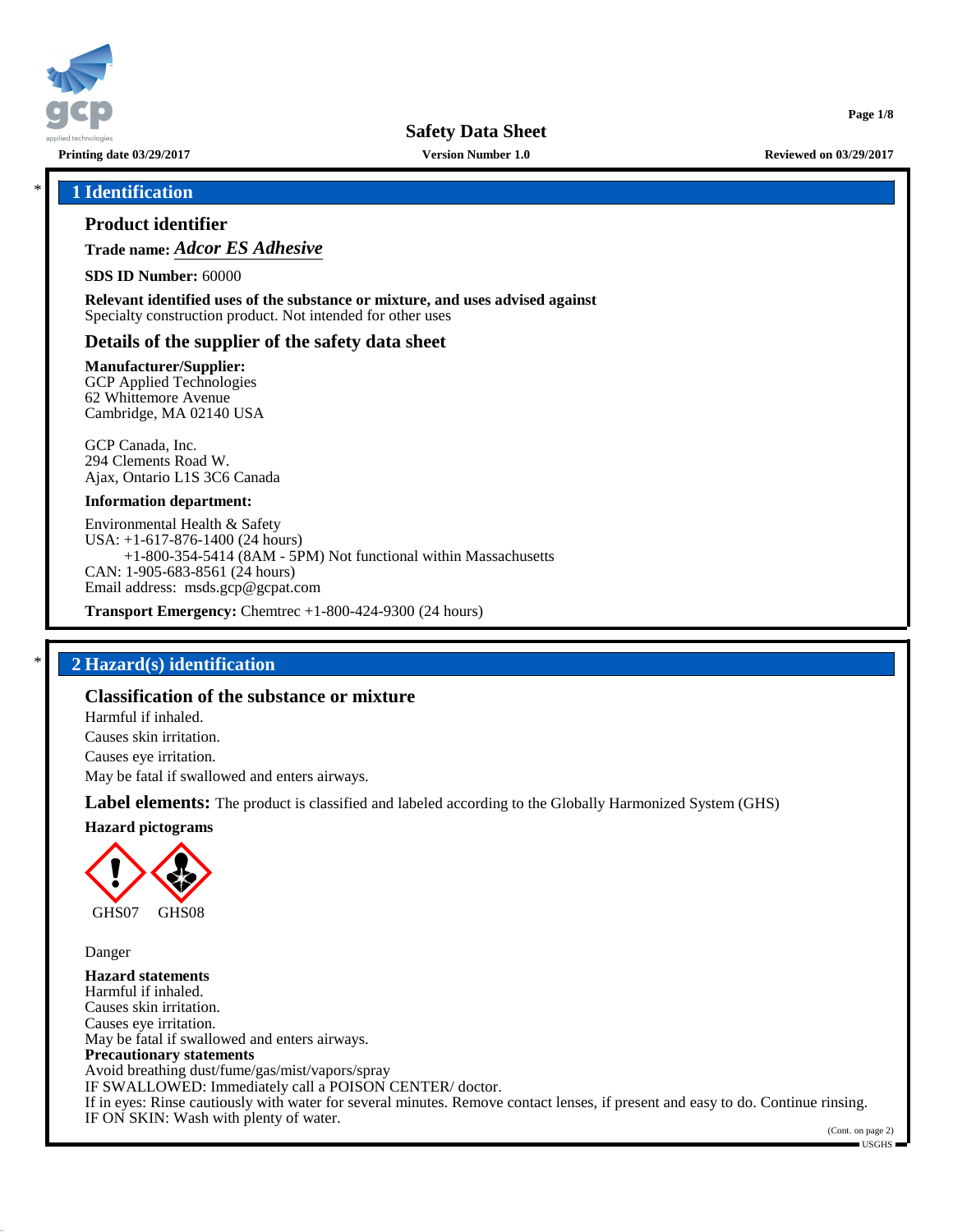**Safety Data Sheet**

Printing date 03/29/2017 | Version Number 1.0 | Reviewed on 03/29/2017

## * 1 Identification

### Product identifier

**Trade name:** ***Adcor ES Adhesive***

**SDS ID Number:** 60000

**Relevant identified uses of the substance or mixture, and uses advised against**
Specialty construction product. Not intended for other uses

### Details of the supplier of the safety data sheet

**Manufacturer/Supplier:**
GCP Applied Technologies
62 Whittemore Avenue
Cambridge, MA 02140 USA

GCP Canada, Inc.
294 Clements Road W.
Ajax, Ontario L1S 3C6 Canada

**Information department:**

Environmental Health & Safety
USA: +1-617-876-1400 (24 hours)
+1-800-354-5414 (8AM - 5PM) Not functional within Massachusetts
CAN: 1-905-683-8561 (24 hours)
Email address: msds.gcp@gcpat.com

**Transport Emergency:** Chemtrec +1-800-424-9300 (24 hours)

## * 2 Hazard(s) identification

### Classification of the substance or mixture

Harmful if inhaled.
Causes skin irritation.
Causes eye irritation.
May be fatal if swallowed and enters airways.

**Label elements:** The product is classified and labeled according to the Globally Harmonized System (GHS)

**Hazard pictograms**

GHS07 GHS08

Danger

**Hazard statements**
Harmful if inhaled.
Causes skin irritation.
Causes eye irritation.
May be fatal if swallowed and enters airways.

**Precautionary statements**
Avoid breathing dust/fume/gas/mist/vapors/spray
IF SWALLOWED: Immediately call a POISON CENTER/ doctor.
If in eyes: Rinse cautiously with water for several minutes. Remove contact lenses, if present and easy to do. Continue rinsing.
IF ON SKIN: Wash with plenty of water.

(Cont. on page 2)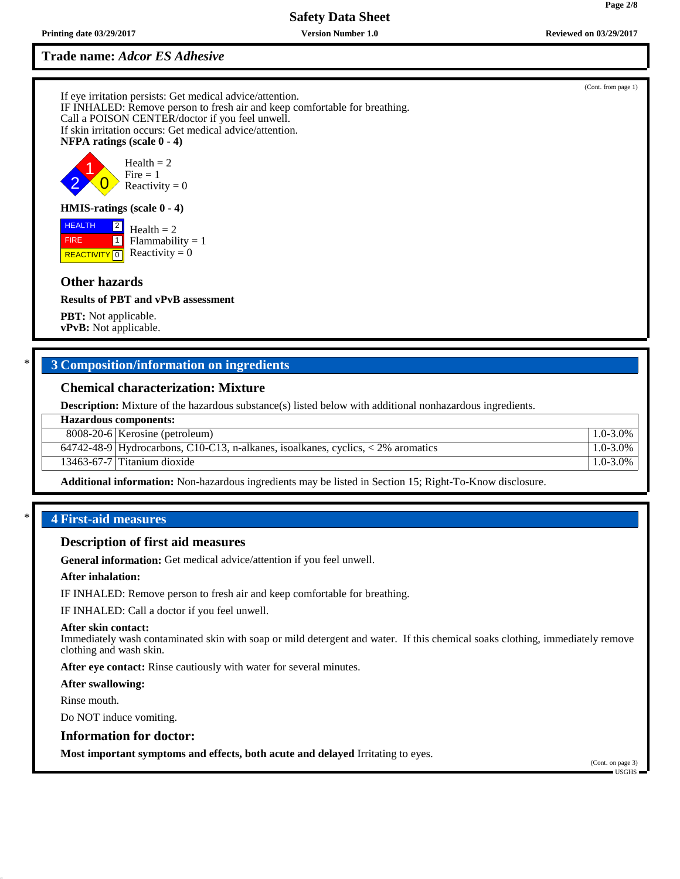**Trade name: *Adcor ES Adhesive***

(Cont. from page 1)

If eye irritation persists: Get medical advice/attention.
IF INHALED: Remove person to fresh air and keep comfortable for breathing.
Call a POISON CENTER/doctor if you feel unwell.
If skin irritation occurs: Get medical advice/attention.

**NFPA ratings (scale 0 - 4)**

Health = 2
Fire = 1
Reactivity = 0

**HMIS-ratings (scale 0 - 4)**

| HEALTH | 2 |
|---|---|
| FIRE | 1 |
| REACTIVITY | 0 |

Health = 2
Flammability = 1
Reactivity = 0

### Other hazards

**Results of PBT and vPvB assessment**

**PBT:** Not applicable.
**vPvB:** Not applicable.

## * 3 Composition/information on ingredients

### Chemical characterization: Mixture

**Description:** Mixture of the hazardous substance(s) listed below with additional nonhazardous ingredients.

| **Hazardous components:** | | |
|---|---|---|
| 8008-20-6 | Kerosine (petroleum) | 1.0-3.0% |
| 64742-48-9 | Hydrocarbons, C10-C13, n-alkanes, isoalkanes, cyclics, < 2% aromatics | 1.0-3.0% |
| 13463-67-7 | Titanium dioxide | 1.0-3.0% |

**Additional information:** Non-hazardous ingredients may be listed in Section 15; Right-To-Know disclosure.

## * 4 First-aid measures

### Description of first aid measures

**General information:** Get medical advice/attention if you feel unwell.

**After inhalation:**

IF INHALED: Remove person to fresh air and keep comfortable for breathing.

IF INHALED: Call a doctor if you feel unwell.

**After skin contact:**
Immediately wash contaminated skin with soap or mild detergent and water. If this chemical soaks clothing, immediately remove clothing and wash skin.

**After eye contact:** Rinse cautiously with water for several minutes.

**After swallowing:**

Rinse mouth.

Do NOT induce vomiting.

### Information for doctor:

**Most important symptoms and effects, both acute and delayed** Irritating to eyes.

(Cont. on page 3)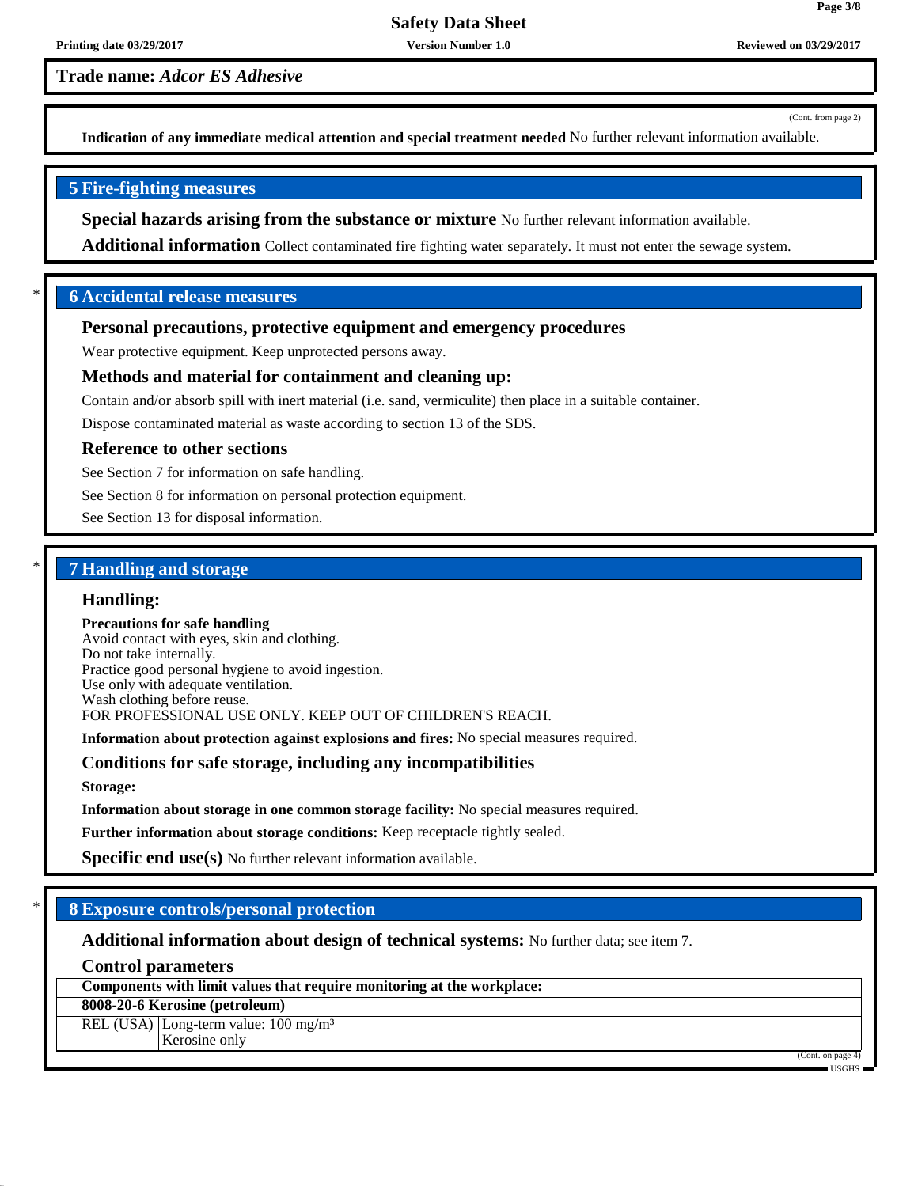**Trade name:** ***Adcor ES Adhesive***

(Cont. from page 2)

**Indication of any immediate medical attention and special treatment needed** No further relevant information available.

## 5 Fire-fighting measures

**Special hazards arising from the substance or mixture** No further relevant information available.

**Additional information** Collect contaminated fire fighting water separately. It must not enter the sewage system.

## * 6 Accidental release measures

### Personal precautions, protective equipment and emergency procedures

Wear protective equipment. Keep unprotected persons away.

### Methods and material for containment and cleaning up:

Contain and/or absorb spill with inert material (i.e. sand, vermiculite) then place in a suitable container.

Dispose contaminated material as waste according to section 13 of the SDS.

### Reference to other sections

See Section 7 for information on safe handling.

See Section 8 for information on personal protection equipment.

See Section 13 for disposal information.

## * 7 Handling and storage

### Handling:

**Precautions for safe handling**
Avoid contact with eyes, skin and clothing.
Do not take internally.
Practice good personal hygiene to avoid ingestion.
Use only with adequate ventilation.
Wash clothing before reuse.
FOR PROFESSIONAL USE ONLY. KEEP OUT OF CHILDREN'S REACH.

**Information about protection against explosions and fires:** No special measures required.

### Conditions for safe storage, including any incompatibilities

**Storage:**

**Information about storage in one common storage facility:** No special measures required.

**Further information about storage conditions:** Keep receptacle tightly sealed.

**Specific end use(s)** No further relevant information available.

## * 8 Exposure controls/personal protection

**Additional information about design of technical systems:** No further data; see item 7.

### Control parameters

| Components with limit values that require monitoring at the workplace: | |
|---|---|
| **8008-20-6 Kerosine (petroleum)** | |
| REL (USA) | Long-term value: 100 mg/m³<br>Kerosine only |

(Cont. on page 4)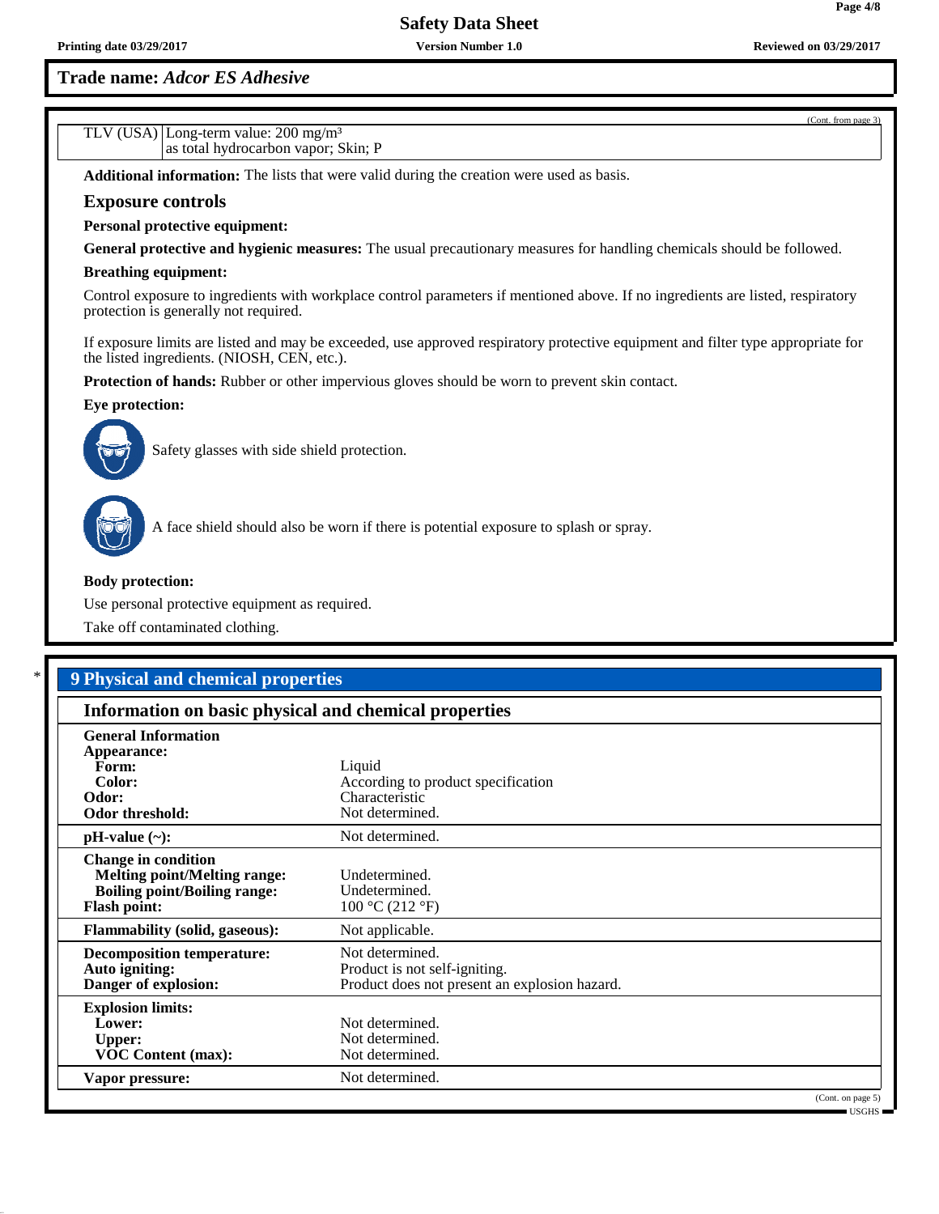**Trade name:** ***Adcor ES Adhesive***

(Cont. from page 3)

| | |
|---|---|
| TLV (USA) | Long-term value: 200 mg/m³<br>as total hydrocarbon vapor; Skin; P |

**Additional information:** The lists that were valid during the creation were used as basis.

### Exposure controls

**Personal protective equipment:**

**General protective and hygienic measures:** The usual precautionary measures for handling chemicals should be followed.

**Breathing equipment:**

Control exposure to ingredients with workplace control parameters if mentioned above. If no ingredients are listed, respiratory protection is generally not required.

If exposure limits are listed and may be exceeded, use approved respiratory protective equipment and filter type appropriate for the listed ingredients. (NIOSH, CEN, etc.).

**Protection of hands:** Rubber or other impervious gloves should be worn to prevent skin contact.

**Eye protection:**

Safety glasses with side shield protection.

A face shield should also be worn if there is potential exposure to splash or spray.

**Body protection:**

Use personal protective equipment as required.

Take off contaminated clothing.

## * 9 Physical and chemical properties

### Information on basic physical and chemical properties

| | |
|---|---|
| **General Information** | |
| **Appearance:** | |
| **Form:** | Liquid |
| **Color:** | According to product specification |
| **Odor:** | Characteristic |
| **Odor threshold:** | Not determined. |
| **pH-value (~):** | Not determined. |
| **Change in condition** | |
| **Melting point/Melting range:** | Undetermined. |
| **Boiling point/Boiling range:** | Undetermined. |
| **Flash point:** | 100 °C (212 °F) |
| **Flammability (solid, gaseous):** | Not applicable. |
| **Decomposition temperature:** | Not determined. |
| **Auto igniting:** | Product is not self-igniting. |
| **Danger of explosion:** | Product does not present an explosion hazard. |
| **Explosion limits:** | |
| **Lower:** | Not determined. |
| **Upper:** | Not determined. |
| **VOC Content (max):** | Not determined. |
| **Vapor pressure:** | Not determined. |

(Cont. on page 5)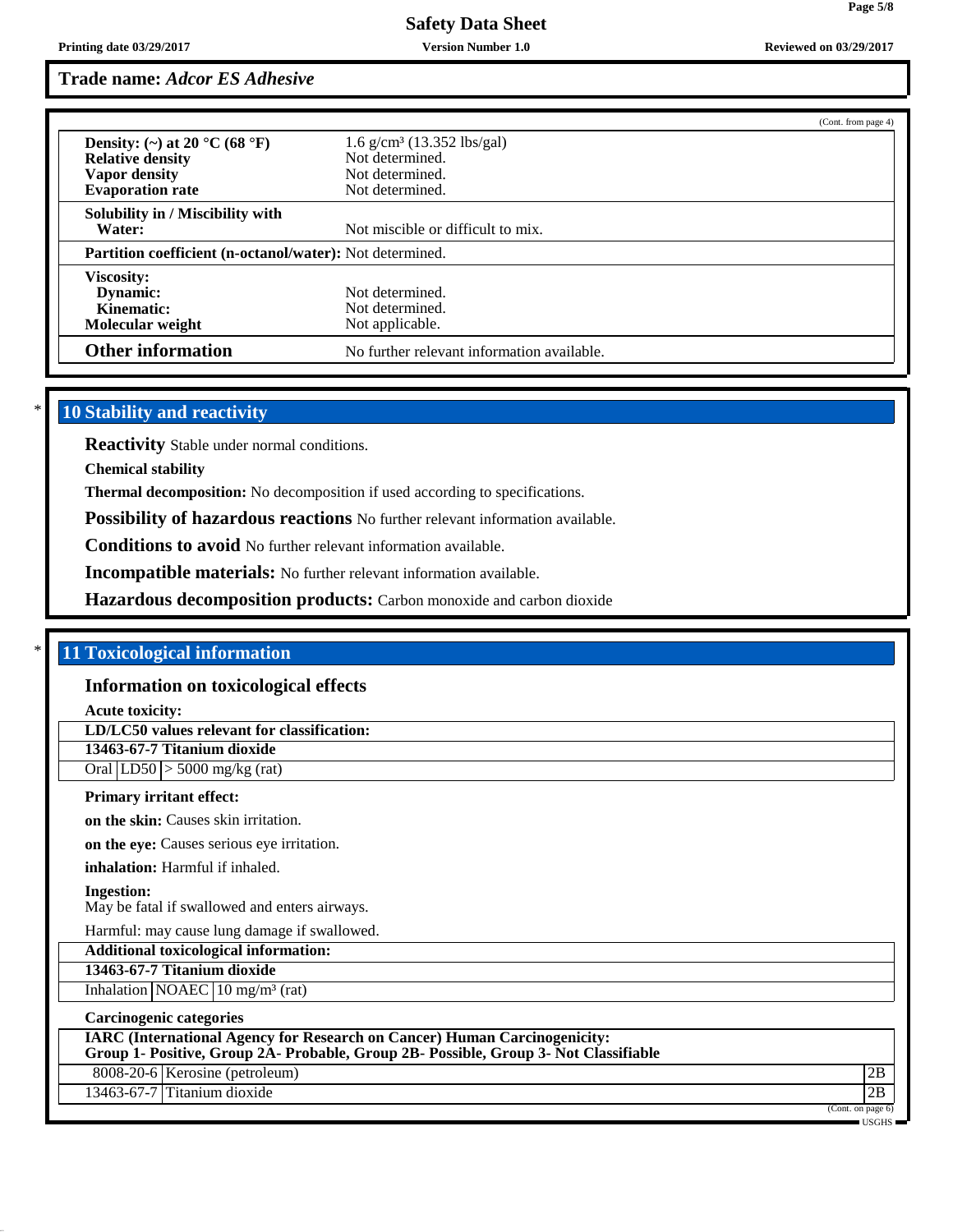**Trade name:** *Adcor ES Adhesive*

(Cont. from page 4)

| | |
|---|---|
| **Density: (~) at 20 °C (68 °F)** | 1.6 g/cm³ (13.352 lbs/gal) |
| **Relative density** | Not determined. |
| **Vapor density** | Not determined. |
| **Evaporation rate** | Not determined. |
| **Solubility in / Miscibility with Water:** | Not miscible or difficult to mix. |
| **Partition coefficient (n-octanol/water):** | Not determined. |
| **Viscosity:** | |
| **Dynamic:** | Not determined. |
| **Kinematic:** | Not determined. |
| **Molecular weight** | Not applicable. |
| **Other information** | No further relevant information available. |

\* 

## 10 Stability and reactivity

**Reactivity** Stable under normal conditions.

**Chemical stability**

**Thermal decomposition:** No decomposition if used according to specifications.

**Possibility of hazardous reactions** No further relevant information available.

**Conditions to avoid** No further relevant information available.

**Incompatible materials:** No further relevant information available.

**Hazardous decomposition products:** Carbon monoxide and carbon dioxide

\* 

## 11 Toxicological information

### Information on toxicological effects

**Acute toxicity:**

| **LD/LC50 values relevant for classification:** | | |
|---|---|---|
| **13463-67-7 Titanium dioxide** | | |
| Oral | LD50 | > 5000 mg/kg (rat) |

**Primary irritant effect:**

**on the skin:** Causes skin irritation.

**on the eye:** Causes serious eye irritation.

**inhalation:** Harmful if inhaled.

**Ingestion:**
May be fatal if swallowed and enters airways.

Harmful: may cause lung damage if swallowed.

| **Additional toxicological information:** | | |
|---|---|---|
| **13463-67-7 Titanium dioxide** | | |
| Inhalation | NOAEC | 10 mg/m³ (rat) |

**Carcinogenic categories**

| **IARC (International Agency for Research on Cancer) Human Carcinogenicity: Group 1- Positive, Group 2A- Probable, Group 2B- Possible, Group 3- Not Classifiable** | | |
|---|---|---|
| 8008-20-6 | Kerosine (petroleum) | 2B |
| 13463-67-7 | Titanium dioxide | 2B |

(Cont. on page 6)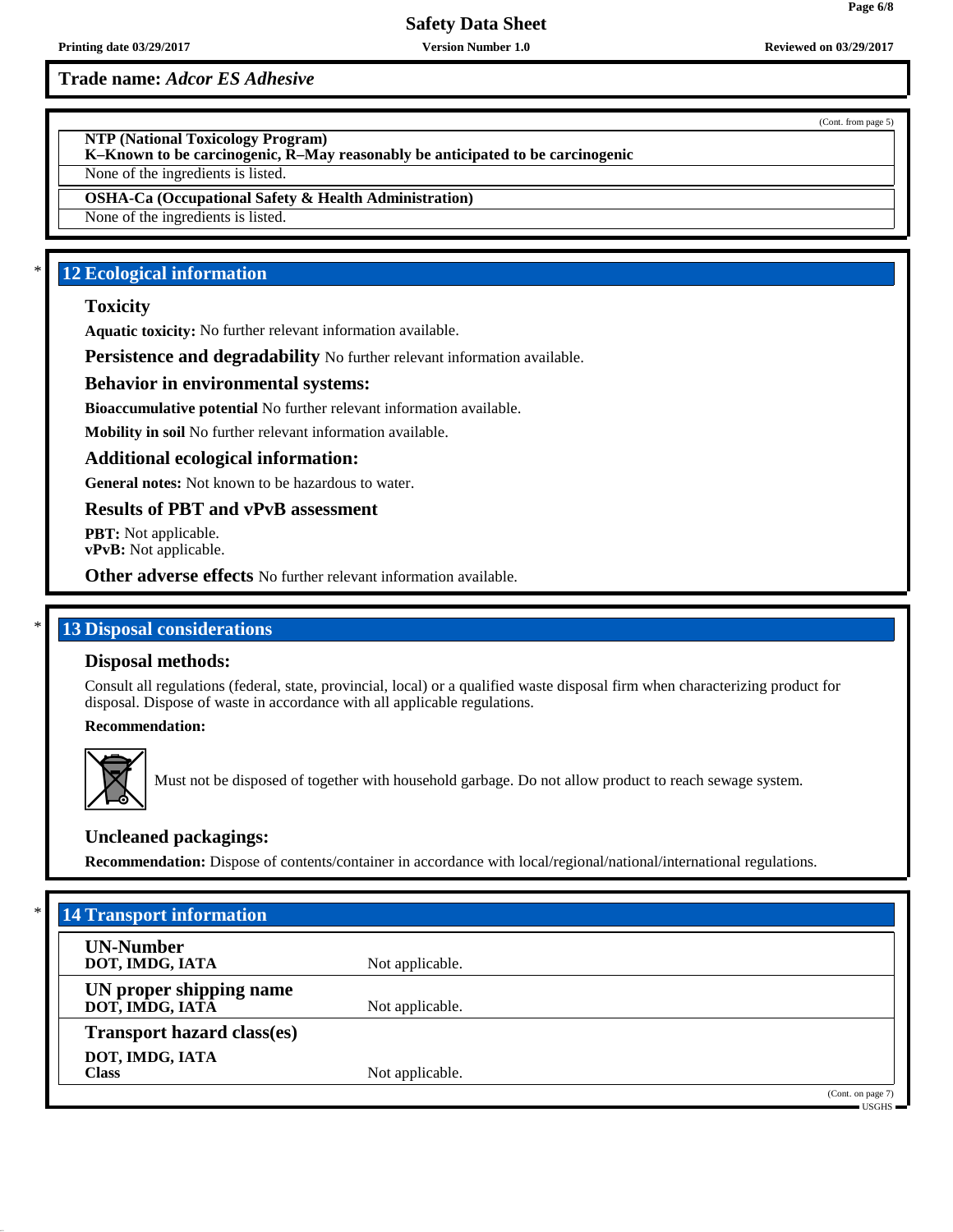**Trade name:** ***Adcor ES Adhesive***

(Cont. from page 5)

**NTP (National Toxicology Program)**
**K–Known to be carcinogenic, R–May reasonably be anticipated to be carcinogenic**

None of the ingredients is listed.

**OSHA-Ca (Occupational Safety & Health Administration)**

None of the ingredients is listed.

## * 12 Ecological information

### Toxicity

**Aquatic toxicity:** No further relevant information available.

**Persistence and degradability** No further relevant information available.

### Behavior in environmental systems:

**Bioaccumulative potential** No further relevant information available.

**Mobility in soil** No further relevant information available.

### Additional ecological information:

**General notes:** Not known to be hazardous to water.

### Results of PBT and vPvB assessment

**PBT:** Not applicable.
**vPvB:** Not applicable.

**Other adverse effects** No further relevant information available.

## * 13 Disposal considerations

### Disposal methods:

Consult all regulations (federal, state, provincial, local) or a qualified waste disposal firm when characterizing product for disposal. Dispose of waste in accordance with all applicable regulations.

**Recommendation:**

Must not be disposed of together with household garbage. Do not allow product to reach sewage system.

### Uncleaned packagings:

**Recommendation:** Dispose of contents/container in accordance with local/regional/national/international regulations.

## * 14 Transport information

| | |
|---|---|
| **UN-Number**<br>**DOT, IMDG, IATA** | Not applicable. |
| **UN proper shipping name**<br>**DOT, IMDG, IATA** | Not applicable. |
| **Transport hazard class(es)**<br>**DOT, IMDG, IATA**<br>**Class** | Not applicable. |

(Cont. on page 7)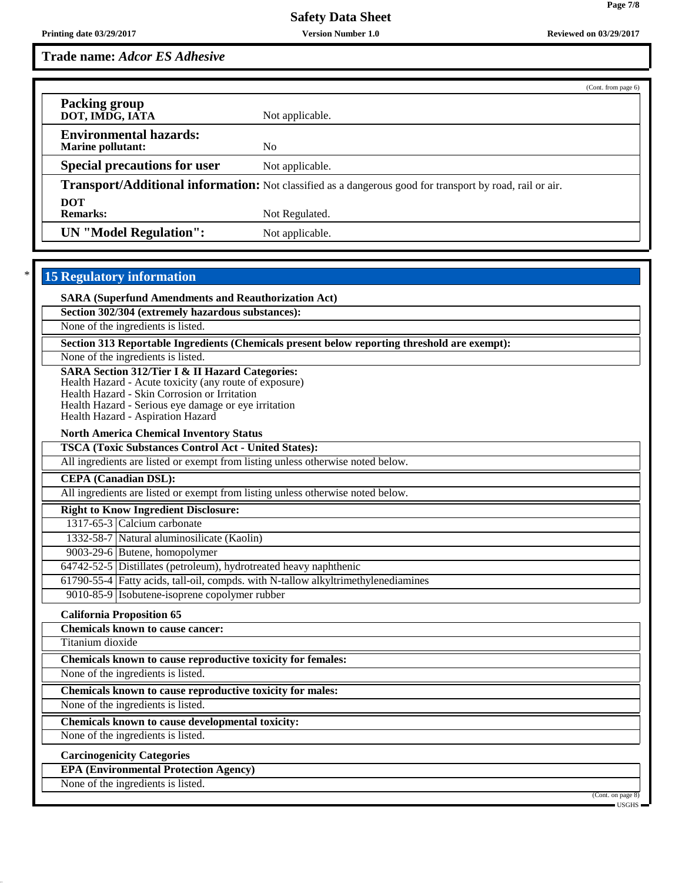**Trade name:** ***Adcor ES Adhesive***

(Cont. from page 6)

| | |
|---|---|
| **Packing group**<br>**DOT, IMDG, IATA** | Not applicable. |
| **Environmental hazards:**<br>**Marine pollutant:** | No |
| **Special precautions for user** | Not applicable. |
| **Transport/Additional information:** | Not classified as a dangerous good for transport by road, rail or air. |
| **DOT**<br>**Remarks:** | Not Regulated. |
| **UN "Model Regulation":** | Not applicable. |

\* 

## 15 Regulatory information

**SARA (Superfund Amendments and Reauthorization Act)**

**Section 302/304 (extremely hazardous substances):**

None of the ingredients is listed.

**Section 313 Reportable Ingredients (Chemicals present below reporting threshold are exempt):**

None of the ingredients is listed.

**SARA Section 312/Tier I & II Hazard Categories:**
Health Hazard - Acute toxicity (any route of exposure)
Health Hazard - Skin Corrosion or Irritation
Health Hazard - Serious eye damage or eye irritation
Health Hazard - Aspiration Hazard

**North America Chemical Inventory Status**

**TSCA (Toxic Substances Control Act - United States):**

All ingredients are listed or exempt from listing unless otherwise noted below.

**CEPA (Canadian DSL):**

All ingredients are listed or exempt from listing unless otherwise noted below.

**Right to Know Ingredient Disclosure:**

| | |
|---|---|
| 1317-65-3 | Calcium carbonate |
| 1332-58-7 | Natural aluminosilicate (Kaolin) |
| 9003-29-6 | Butene, homopolymer |
| 64742-52-5 | Distillates (petroleum), hydrotreated heavy naphthenic |
| 61790-55-4 | Fatty acids, tall-oil, compds. with N-tallow alkyltrimethylenediamines |
| 9010-85-9 | Isobutene-isoprene copolymer rubber |

**California Proposition 65**

**Chemicals known to cause cancer:**

Titanium dioxide

**Chemicals known to cause reproductive toxicity for females:**

None of the ingredients is listed.

**Chemicals known to cause reproductive toxicity for males:**

None of the ingredients is listed.

**Chemicals known to cause developmental toxicity:**

None of the ingredients is listed.

**Carcinogenicity Categories**

**EPA (Environmental Protection Agency)**

None of the ingredients is listed.

(Cont. on page 8)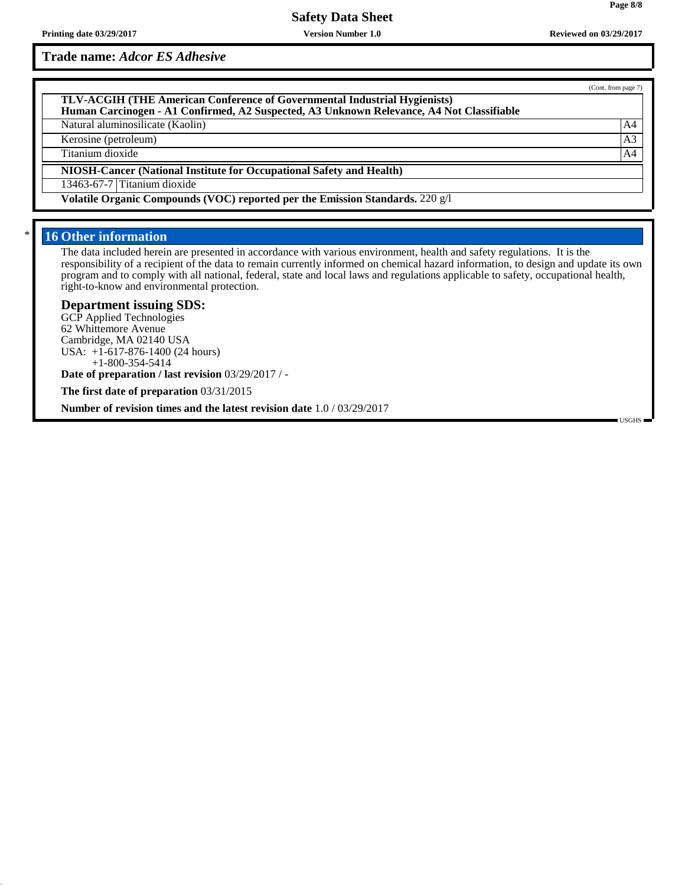**Trade name:** ***Adcor ES Adhesive***

(Cont. from page 7)

**TLV-ACGIH (THE American Conference of Governmental Industrial Hygienists)**
**Human Carcinogen - A1 Confirmed, A2 Suspected, A3 Unknown Relevance, A4 Not Classifiable**

| | |
|---|---|
| Natural aluminosilicate (Kaolin) | A4 |
| Kerosine (petroleum) | A3 |
| Titanium dioxide | A4 |

**NIOSH-Cancer (National Institute for Occupational Safety and Health)**

| | |
|---|---|
| 13463-67-7 | Titanium dioxide |

**Volatile Organic Compounds (VOC) reported per the Emission Standards.** 220 g/l

## * 16 Other information

The data included herein are presented in accordance with various environment, health and safety regulations. It is the responsibility of a recipient of the data to remain currently informed on chemical hazard information, to design and update its own program and to comply with all national, federal, state and local laws and regulations applicable to safety, occupational health, right-to-know and environmental protection.

### Department issuing SDS:

GCP Applied Technologies
62 Whittemore Avenue
Cambridge, MA 02140 USA
USA: +1-617-876-1400 (24 hours)
+1-800-354-5414

**Date of preparation / last revision** 03/29/2017 / -

**The first date of preparation** 03/31/2015

**Number of revision times and the latest revision date** 1.0 / 03/29/2017

USGHS